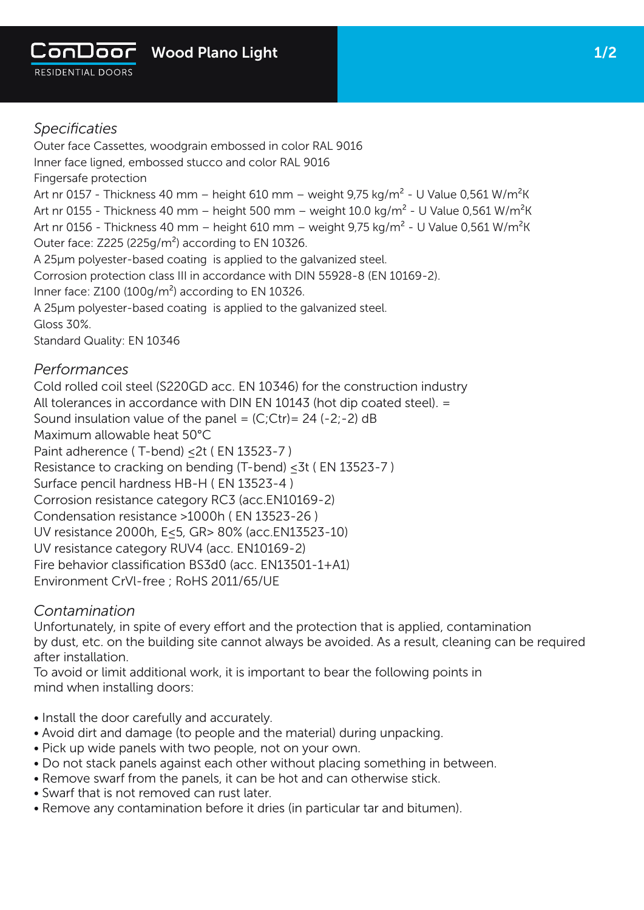# ConDoor Residential Doors — Wood Plano Light

*Specificaties*

Outer face Cassettes, woodgrain embossed in color RAL 9016
Inner face ligned, embossed stucco and color RAL 9016
Fingersafe protection
Art nr 0157 - Thickness 40 mm – height 610 mm – weight 9,75 kg/m² - U Value 0,561 W/m²K
Art nr 0155 - Thickness 40 mm – height 500 mm – weight 10.0 kg/m² - U Value 0,561 W/m²K
Art nr 0156 - Thickness 40 mm – height 610 mm – weight 9,75 kg/m² - U Value 0,561 W/m²K
Outer face: Z225 (225g/m²) according to EN 10326.
A 25µm polyester-based coating is applied to the galvanized steel.
Corrosion protection class III in accordance with DIN 55928-8 (EN 10169-2).
Inner face: Z100 (100g/m²) according to EN 10326.
A 25µm polyester-based coating is applied to the galvanized steel.
Gloss 30%.
Standard Quality: EN 10346

*Performances*

Cold rolled coil steel (S220GD acc. EN 10346) for the construction industry
All tolerances in accordance with DIN EN 10143 (hot dip coated steel). =
Sound insulation value of the panel = (C;Ctr)= 24 (-2;-2) dB
Maximum allowable heat 50°C
Paint adherence ( T-bend) ≤2t ( EN 13523-7 )
Resistance to cracking on bending (T-bend) ≤3t ( EN 13523-7 )
Surface pencil hardness HB-H ( EN 13523-4 )
Corrosion resistance category RC3 (acc.EN10169-2)
Condensation resistance >1000h ( EN 13523-26 )
UV resistance 2000h, E≤5, GR> 80% (acc.EN13523-10)
UV resistance category RUV4 (acc. EN10169-2)
Fire behavior classification BS3d0 (acc. EN13501-1+A1)
Environment CrVl-free ; RoHS 2011/65/UE

*Contamination*

Unfortunately, in spite of every effort and the protection that is applied, contamination by dust, etc. on the building site cannot always be avoided. As a result, cleaning can be required after installation.
To avoid or limit additional work, it is important to bear the following points in mind when installing doors:

- Install the door carefully and accurately.
- Avoid dirt and damage (to people and the material) during unpacking.
- Pick up wide panels with two people, not on your own.
- Do not stack panels against each other without placing something in between.
- Remove swarf from the panels, it can be hot and can otherwise stick.
- Swarf that is not removed can rust later.
- Remove any contamination before it dries (in particular tar and bitumen).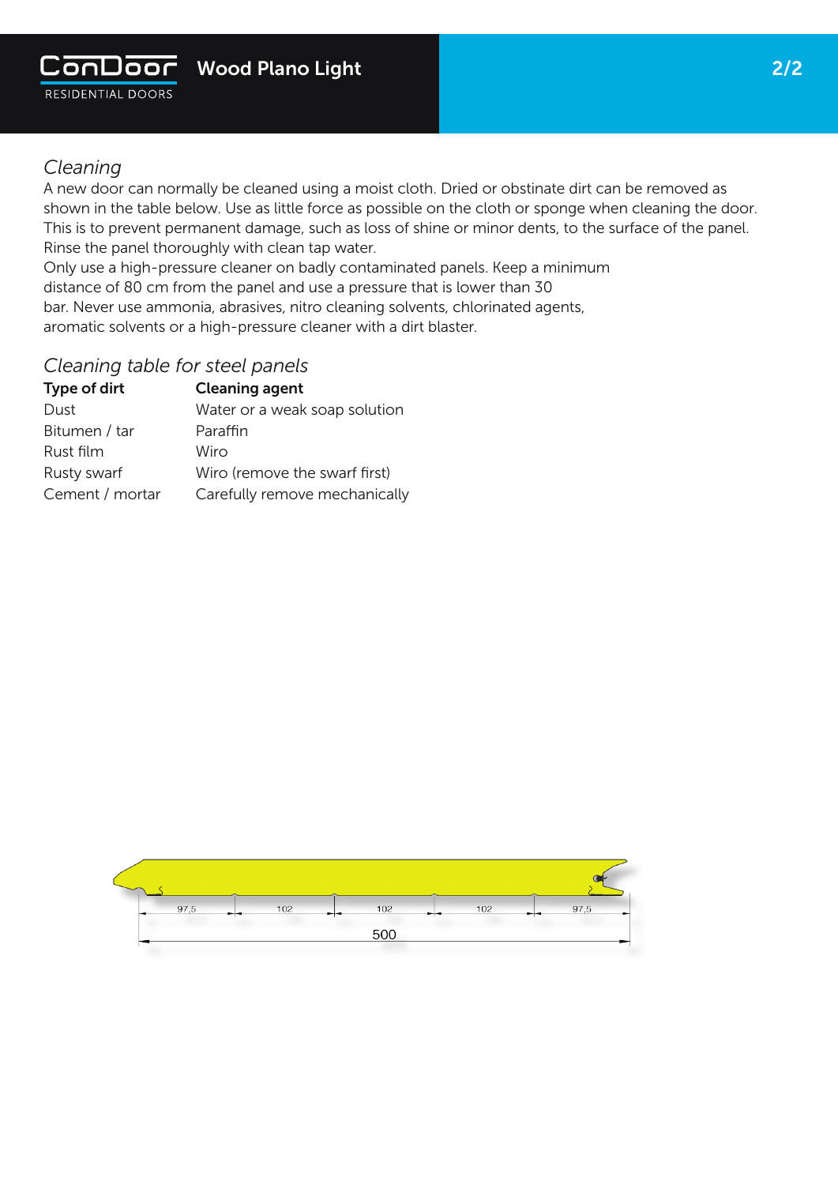## Cleaning

A new door can normally be cleaned using a moist cloth. Dried or obstinate dirt can be removed as shown in the table below. Use as little force as possible on the cloth or sponge when cleaning the door. This is to prevent permanent damage, such as loss of shine or minor dents, to the surface of the panel. Rinse the panel thoroughly with clean tap water.
Only use a high-pressure cleaner on badly contaminated panels. Keep a minimum distance of 80 cm from the panel and use a pressure that is lower than 30 bar. Never use ammonia, abrasives, nitro cleaning solvents, chlorinated agents, aromatic solvents or a high-pressure cleaner with a dirt blaster.

## Cleaning table for steel panels

| Type of dirt | Cleaning agent |
|---|---|
| Dust | Water or a weak soap solution |
| Bitumen / tar | Paraffin |
| Rust film | Wiro |
| Rusty swarf | Wiro (remove the swarf first) |
| Cement / mortar | Carefully remove mechanically |

97,5
102
102
102
97,5
500